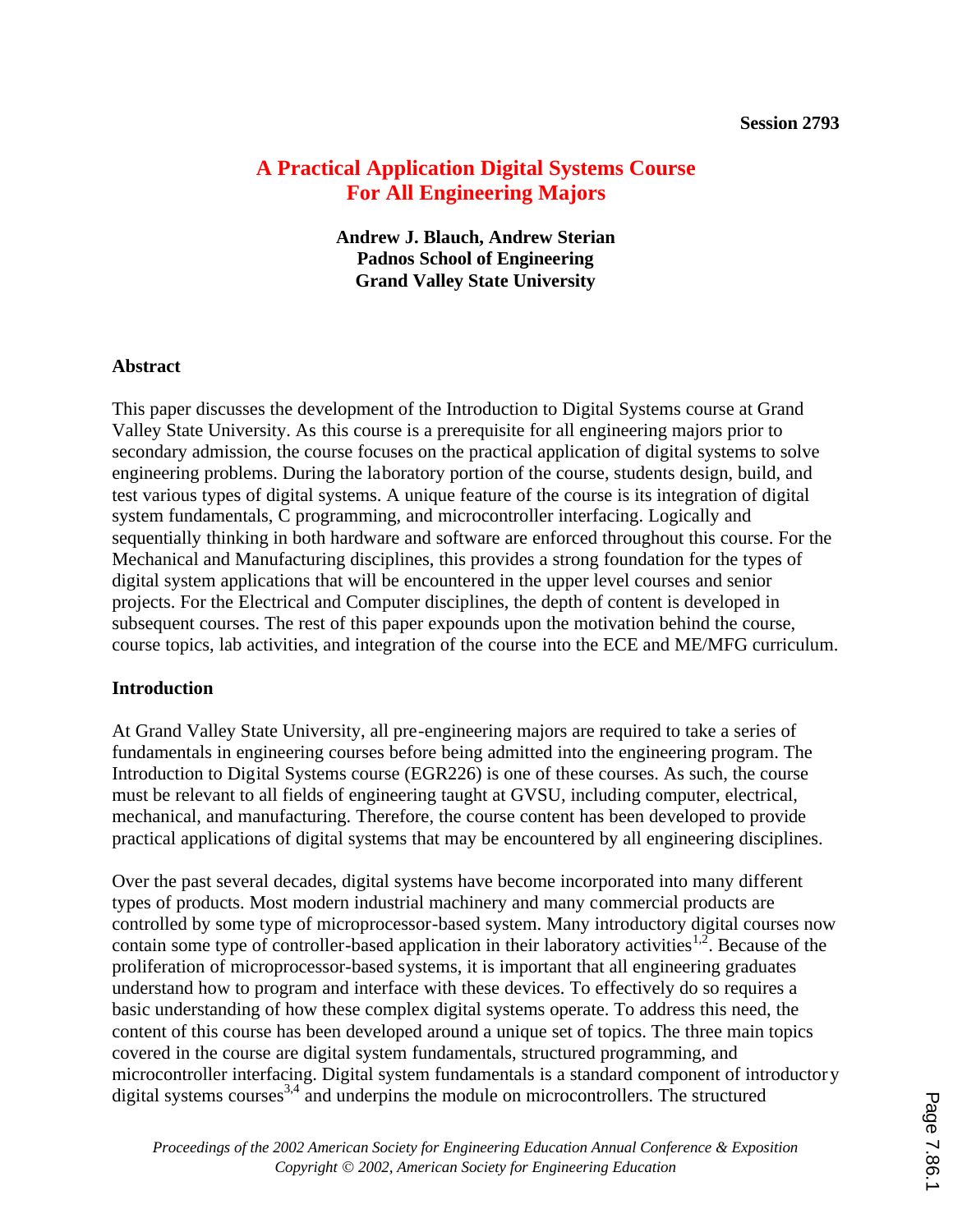Session 2793

# A Practical Application Digital Systems Course For All Engineering Majors

**Andrew J. Blauch, Andrew Sterian**
**Padnos School of Engineering**
**Grand Valley State University**

## Abstract

This paper discusses the development of the Introduction to Digital Systems course at Grand Valley State University. As this course is a prerequisite for all engineering majors prior to secondary admission, the course focuses on the practical application of digital systems to solve engineering problems. During the laboratory portion of the course, students design, build, and test various types of digital systems. A unique feature of the course is its integration of digital system fundamentals, C programming, and microcontroller interfacing. Logically and sequentially thinking in both hardware and software are enforced throughout this course. For the Mechanical and Manufacturing disciplines, this provides a strong foundation for the types of digital system applications that will be encountered in the upper level courses and senior projects. For the Electrical and Computer disciplines, the depth of content is developed in subsequent courses. The rest of this paper expounds upon the motivation behind the course, course topics, lab activities, and integration of the course into the ECE and ME/MFG curriculum.

## Introduction

At Grand Valley State University, all pre-engineering majors are required to take a series of fundamentals in engineering courses before being admitted into the engineering program. The Introduction to Digital Systems course (EGR226) is one of these courses. As such, the course must be relevant to all fields of engineering taught at GVSU, including computer, electrical, mechanical, and manufacturing. Therefore, the course content has been developed to provide practical applications of digital systems that may be encountered by all engineering disciplines.

Over the past several decades, digital systems have become incorporated into many different types of products. Most modern industrial machinery and many commercial products are controlled by some type of microprocessor-based system. Many introductory digital courses now contain some type of controller-based application in their laboratory activities[1,2]. Because of the proliferation of microprocessor-based systems, it is important that all engineering graduates understand how to program and interface with these devices. To effectively do so requires a basic understanding of how these complex digital systems operate. To address this need, the content of this course has been developed around a unique set of topics. The three main topics covered in the course are digital system fundamentals, structured programming, and microcontroller interfacing. Digital system fundamentals is a standard component of introductory digital systems courses[3,4] and underpins the module on microcontrollers. The structured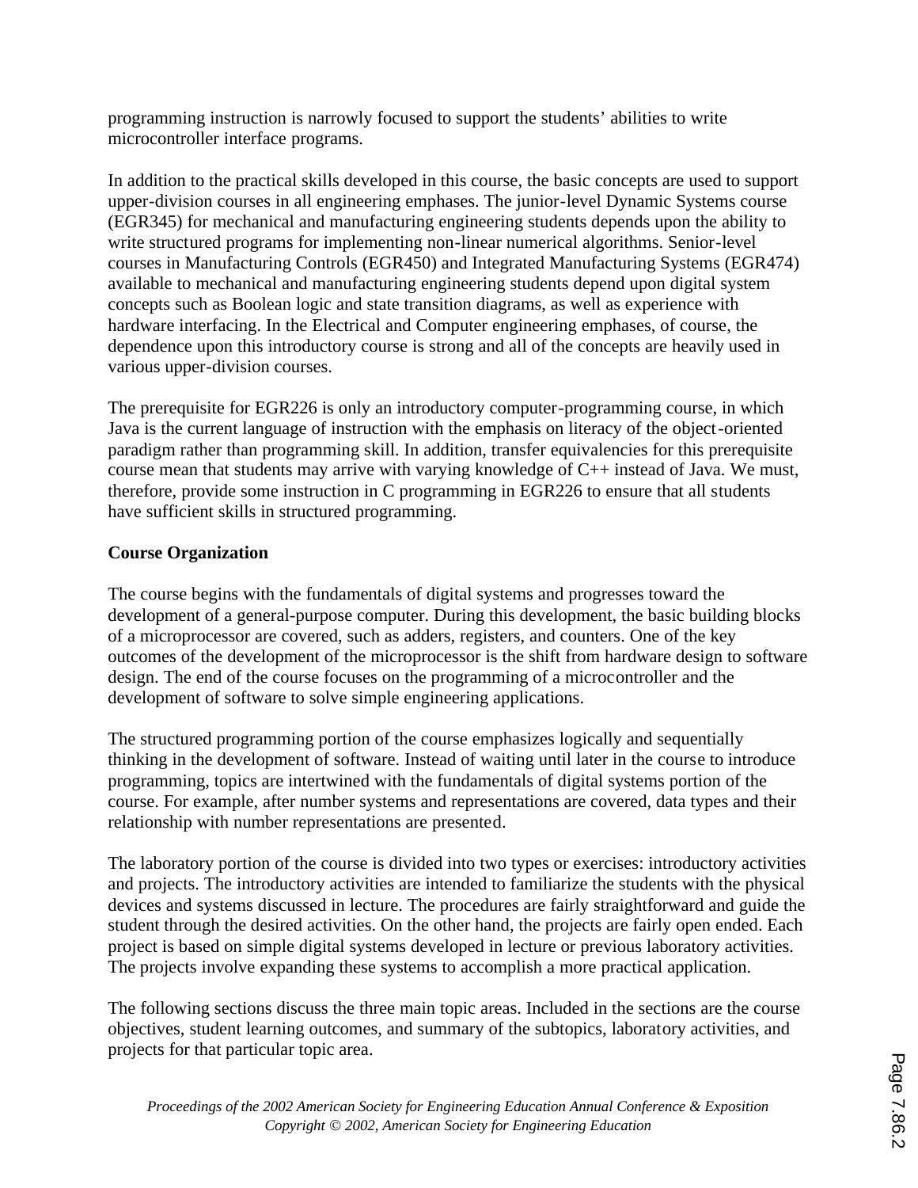programming instruction is narrowly focused to support the students' abilities to write microcontroller interface programs.

In addition to the practical skills developed in this course, the basic concepts are used to support upper-division courses in all engineering emphases. The junior-level Dynamic Systems course (EGR345) for mechanical and manufacturing engineering students depends upon the ability to write structured programs for implementing non-linear numerical algorithms. Senior-level courses in Manufacturing Controls (EGR450) and Integrated Manufacturing Systems (EGR474) available to mechanical and manufacturing engineering students depend upon digital system concepts such as Boolean logic and state transition diagrams, as well as experience with hardware interfacing. In the Electrical and Computer engineering emphases, of course, the dependence upon this introductory course is strong and all of the concepts are heavily used in various upper-division courses.

The prerequisite for EGR226 is only an introductory computer-programming course, in which Java is the current language of instruction with the emphasis on literacy of the object-oriented paradigm rather than programming skill. In addition, transfer equivalencies for this prerequisite course mean that students may arrive with varying knowledge of C++ instead of Java. We must, therefore, provide some instruction in C programming in EGR226 to ensure that all students have sufficient skills in structured programming.

**Course Organization**

The course begins with the fundamentals of digital systems and progresses toward the development of a general-purpose computer. During this development, the basic building blocks of a microprocessor are covered, such as adders, registers, and counters. One of the key outcomes of the development of the microprocessor is the shift from hardware design to software design. The end of the course focuses on the programming of a microcontroller and the development of software to solve simple engineering applications.

The structured programming portion of the course emphasizes logically and sequentially thinking in the development of software. Instead of waiting until later in the course to introduce programming, topics are intertwined with the fundamentals of digital systems portion of the course. For example, after number systems and representations are covered, data types and their relationship with number representations are presented.

The laboratory portion of the course is divided into two types or exercises: introductory activities and projects. The introductory activities are intended to familiarize the students with the physical devices and systems discussed in lecture. The procedures are fairly straightforward and guide the student through the desired activities. On the other hand, the projects are fairly open ended. Each project is based on simple digital systems developed in lecture or previous laboratory activities. The projects involve expanding these systems to accomplish a more practical application.

The following sections discuss the three main topic areas. Included in the sections are the course objectives, student learning outcomes, and summary of the subtopics, laboratory activities, and projects for that particular topic area.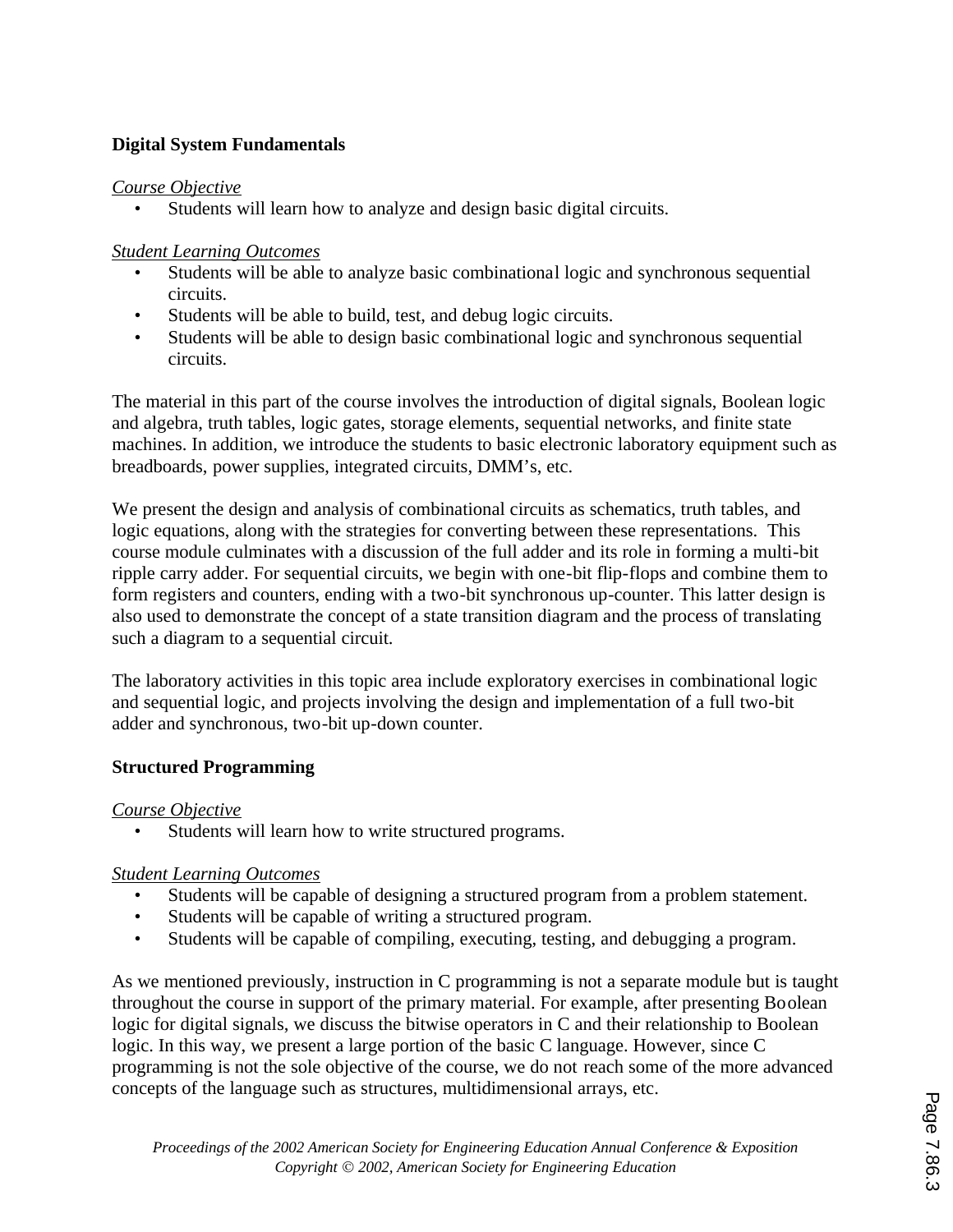### Digital System Fundamentals

*Course Objective*

- Students will learn how to analyze and design basic digital circuits.

*Student Learning Outcomes*

- Students will be able to analyze basic combinational logic and synchronous sequential circuits.
- Students will be able to build, test, and debug logic circuits.
- Students will be able to design basic combinational logic and synchronous sequential circuits.

The material in this part of the course involves the introduction of digital signals, Boolean logic and algebra, truth tables, logic gates, storage elements, sequential networks, and finite state machines. In addition, we introduce the students to basic electronic laboratory equipment such as breadboards, power supplies, integrated circuits, DMM's, etc.

We present the design and analysis of combinational circuits as schematics, truth tables, and logic equations, along with the strategies for converting between these representations. This course module culminates with a discussion of the full adder and its role in forming a multi-bit ripple carry adder. For sequential circuits, we begin with one-bit flip-flops and combine them to form registers and counters, ending with a two-bit synchronous up-counter. This latter design is also used to demonstrate the concept of a state transition diagram and the process of translating such a diagram to a sequential circuit.

The laboratory activities in this topic area include exploratory exercises in combinational logic and sequential logic, and projects involving the design and implementation of a full two-bit adder and synchronous, two-bit up-down counter.

### Structured Programming

*Course Objective*

- Students will learn how to write structured programs.

*Student Learning Outcomes*

- Students will be capable of designing a structured program from a problem statement.
- Students will be capable of writing a structured program.
- Students will be capable of compiling, executing, testing, and debugging a program.

As we mentioned previously, instruction in C programming is not a separate module but is taught throughout the course in support of the primary material. For example, after presenting Boolean logic for digital signals, we discuss the bitwise operators in C and their relationship to Boolean logic. In this way, we present a large portion of the basic C language. However, since C programming is not the sole objective of the course, we do not reach some of the more advanced concepts of the language such as structures, multidimensional arrays, etc.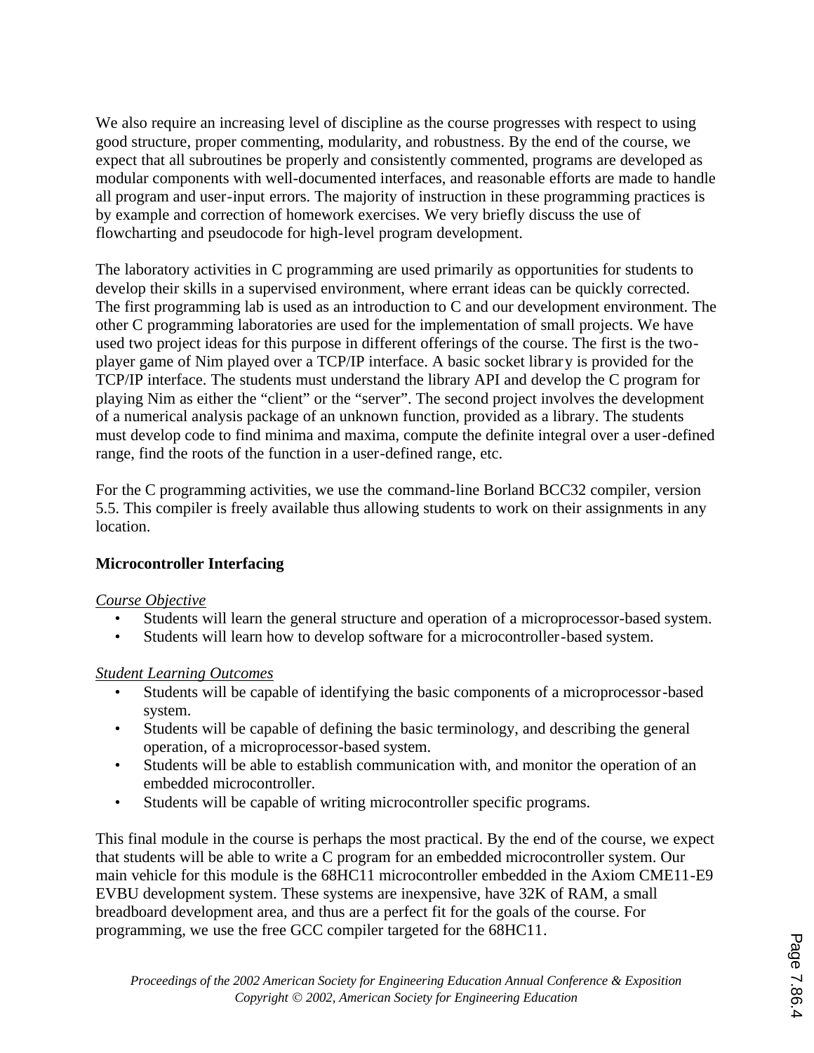We also require an increasing level of discipline as the course progresses with respect to using good structure, proper commenting, modularity, and robustness. By the end of the course, we expect that all subroutines be properly and consistently commented, programs are developed as modular components with well-documented interfaces, and reasonable efforts are made to handle all program and user-input errors. The majority of instruction in these programming practices is by example and correction of homework exercises. We very briefly discuss the use of flowcharting and pseudocode for high-level program development.

The laboratory activities in C programming are used primarily as opportunities for students to develop their skills in a supervised environment, where errant ideas can be quickly corrected. The first programming lab is used as an introduction to C and our development environment. The other C programming laboratories are used for the implementation of small projects. We have used two project ideas for this purpose in different offerings of the course. The first is the two-player game of Nim played over a TCP/IP interface. A basic socket library is provided for the TCP/IP interface. The students must understand the library API and develop the C program for playing Nim as either the "client" or the "server". The second project involves the development of a numerical analysis package of an unknown function, provided as a library. The students must develop code to find minima and maxima, compute the definite integral over a user-defined range, find the roots of the function in a user-defined range, etc.

For the C programming activities, we use the command-line Borland BCC32 compiler, version 5.5. This compiler is freely available thus allowing students to work on their assignments in any location.

**Microcontroller Interfacing**

*Course Objective*

- Students will learn the general structure and operation of a microprocessor-based system.
- Students will learn how to develop software for a microcontroller-based system.

*Student Learning Outcomes*

- Students will be capable of identifying the basic components of a microprocessor-based system.
- Students will be capable of defining the basic terminology, and describing the general operation, of a microprocessor-based system.
- Students will be able to establish communication with, and monitor the operation of an embedded microcontroller.
- Students will be capable of writing microcontroller specific programs.

This final module in the course is perhaps the most practical. By the end of the course, we expect that students will be able to write a C program for an embedded microcontroller system. Our main vehicle for this module is the 68HC11 microcontroller embedded in the Axiom CME11-E9 EVBU development system. These systems are inexpensive, have 32K of RAM, a small breadboard development area, and thus are a perfect fit for the goals of the course. For programming, we use the free GCC compiler targeted for the 68HC11.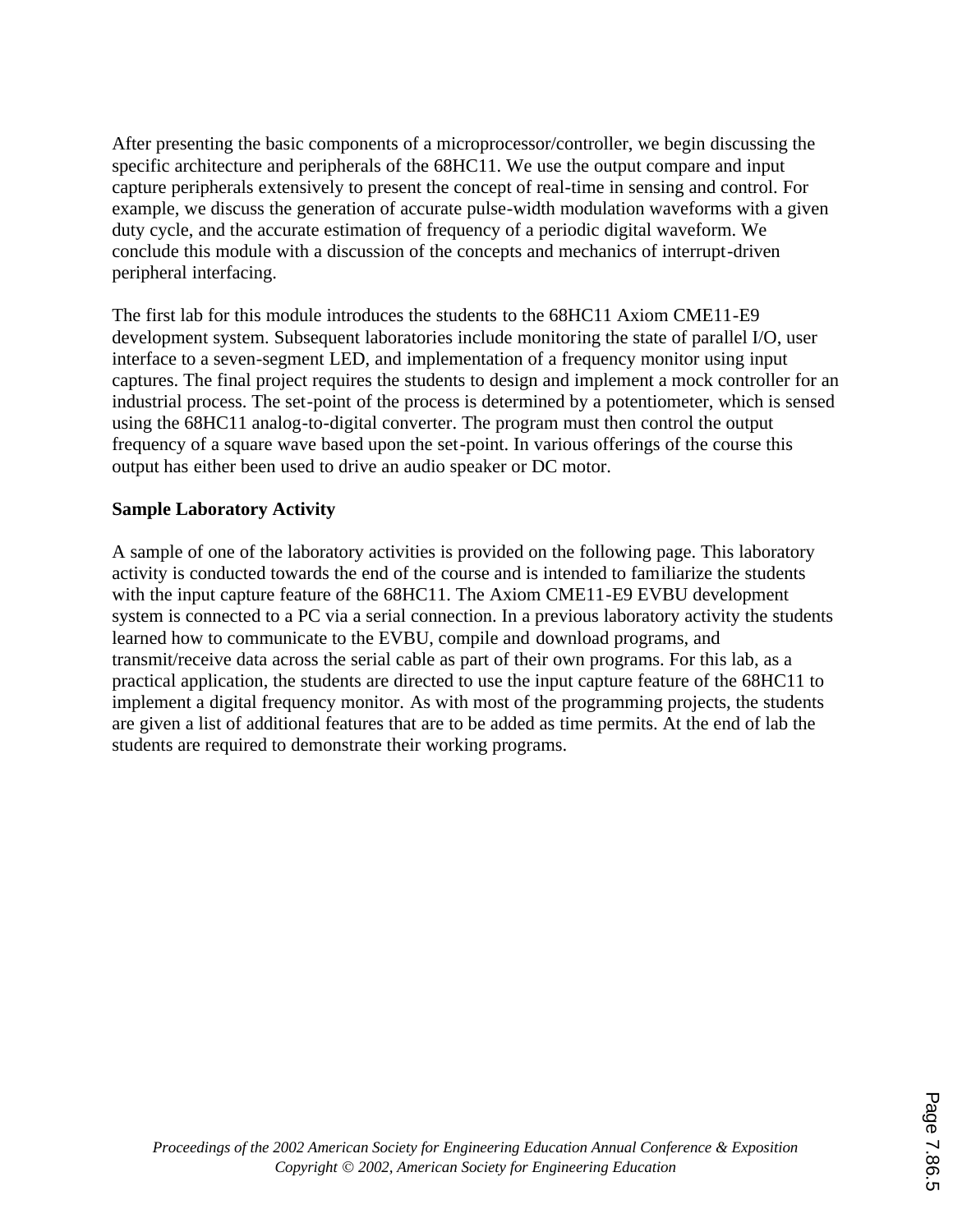After presenting the basic components of a microprocessor/controller, we begin discussing the specific architecture and peripherals of the 68HC11. We use the output compare and input capture peripherals extensively to present the concept of real-time in sensing and control. For example, we discuss the generation of accurate pulse-width modulation waveforms with a given duty cycle, and the accurate estimation of frequency of a periodic digital waveform. We conclude this module with a discussion of the concepts and mechanics of interrupt-driven peripheral interfacing.

The first lab for this module introduces the students to the 68HC11 Axiom CME11-E9 development system. Subsequent laboratories include monitoring the state of parallel I/O, user interface to a seven-segment LED, and implementation of a frequency monitor using input captures. The final project requires the students to design and implement a mock controller for an industrial process. The set-point of the process is determined by a potentiometer, which is sensed using the 68HC11 analog-to-digital converter. The program must then control the output frequency of a square wave based upon the set-point. In various offerings of the course this output has either been used to drive an audio speaker or DC motor.

**Sample Laboratory Activity**

A sample of one of the laboratory activities is provided on the following page. This laboratory activity is conducted towards the end of the course and is intended to familiarize the students with the input capture feature of the 68HC11. The Axiom CME11-E9 EVBU development system is connected to a PC via a serial connection. In a previous laboratory activity the students learned how to communicate to the EVBU, compile and download programs, and transmit/receive data across the serial cable as part of their own programs. For this lab, as a practical application, the students are directed to use the input capture feature of the 68HC11 to implement a digital frequency monitor. As with most of the programming projects, the students are given a list of additional features that are to be added as time permits. At the end of lab the students are required to demonstrate their working programs.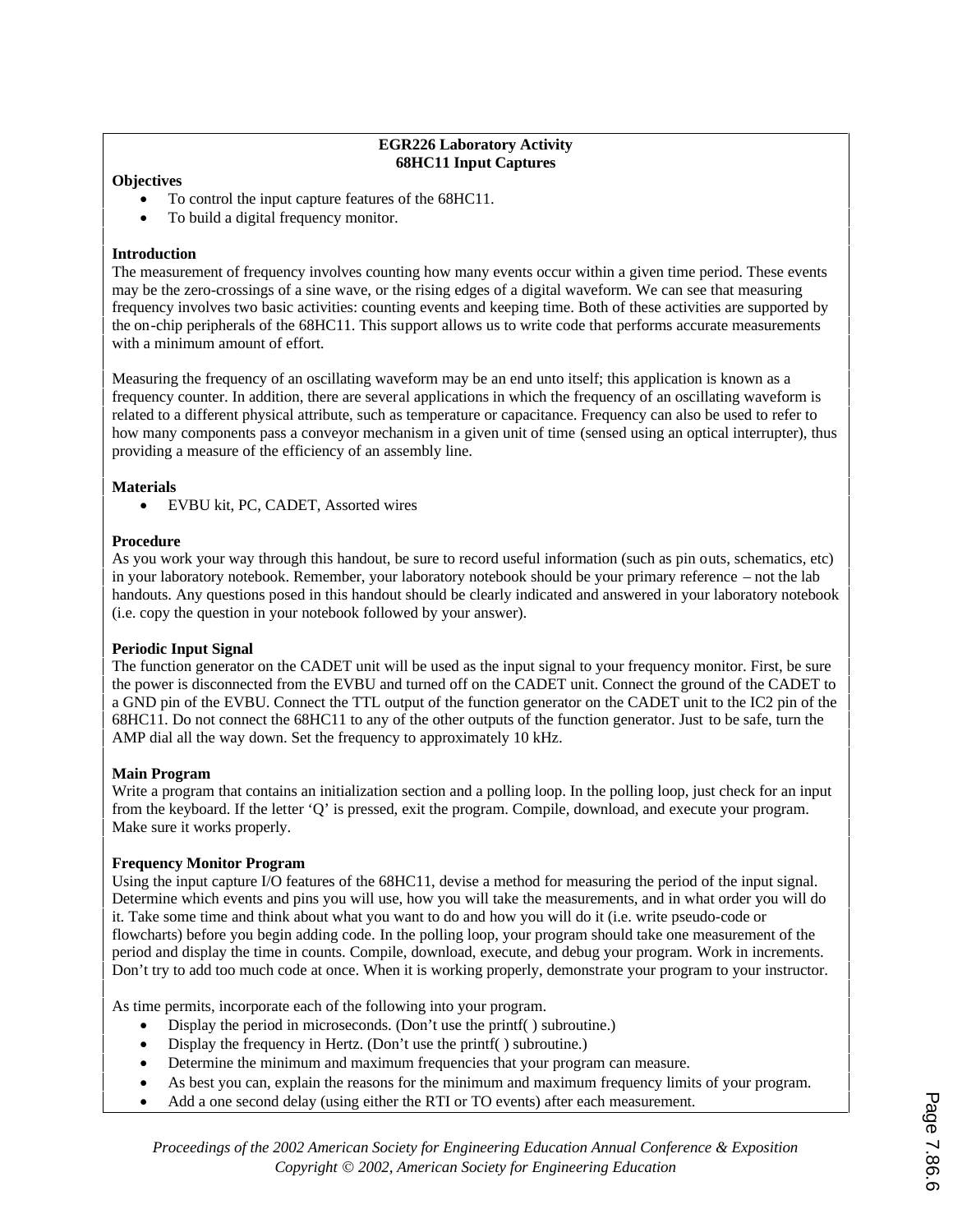**EGR226 Laboratory Activity**
**68HC11 Input Captures**

**Objectives**

- To control the input capture features of the 68HC11.
- To build a digital frequency monitor.

**Introduction**

The measurement of frequency involves counting how many events occur within a given time period. These events may be the zero-crossings of a sine wave, or the rising edges of a digital waveform. We can see that measuring frequency involves two basic activities: counting events and keeping time. Both of these activities are supported by the on-chip peripherals of the 68HC11. This support allows us to write code that performs accurate measurements with a minimum amount of effort.

Measuring the frequency of an oscillating waveform may be an end unto itself; this application is known as a frequency counter. In addition, there are several applications in which the frequency of an oscillating waveform is related to a different physical attribute, such as temperature or capacitance. Frequency can also be used to refer to how many components pass a conveyor mechanism in a given unit of time (sensed using an optical interrupter), thus providing a measure of the efficiency of an assembly line.

**Materials**

- EVBU kit, PC, CADET, Assorted wires

**Procedure**

As you work your way through this handout, be sure to record useful information (such as pin outs, schematics, etc) in your laboratory notebook. Remember, your laboratory notebook should be your primary reference – not the lab handouts. Any questions posed in this handout should be clearly indicated and answered in your laboratory notebook (i.e. copy the question in your notebook followed by your answer).

**Periodic Input Signal**

The function generator on the CADET unit will be used as the input signal to your frequency monitor. First, be sure the power is disconnected from the EVBU and turned off on the CADET unit. Connect the ground of the CADET to a GND pin of the EVBU. Connect the TTL output of the function generator on the CADET unit to the IC2 pin of the 68HC11. Do not connect the 68HC11 to any of the other outputs of the function generator. Just to be safe, turn the AMP dial all the way down. Set the frequency to approximately 10 kHz.

**Main Program**

Write a program that contains an initialization section and a polling loop. In the polling loop, just check for an input from the keyboard. If the letter 'Q' is pressed, exit the program. Compile, download, and execute your program. Make sure it works properly.

**Frequency Monitor Program**

Using the input capture I/O features of the 68HC11, devise a method for measuring the period of the input signal. Determine which events and pins you will use, how you will take the measurements, and in what order you will do it. Take some time and think about what you want to do and how you will do it (i.e. write pseudo-code or flowcharts) before you begin adding code. In the polling loop, your program should take one measurement of the period and display the time in counts. Compile, download, execute, and debug your program. Work in increments. Don't try to add too much code at once. When it is working properly, demonstrate your program to your instructor.

As time permits, incorporate each of the following into your program.

- Display the period in microseconds. (Don't use the printf( ) subroutine.)
- Display the frequency in Hertz. (Don't use the printf( ) subroutine.)
- Determine the minimum and maximum frequencies that your program can measure.
- As best you can, explain the reasons for the minimum and maximum frequency limits of your program.
- Add a one second delay (using either the RTI or TO events) after each measurement.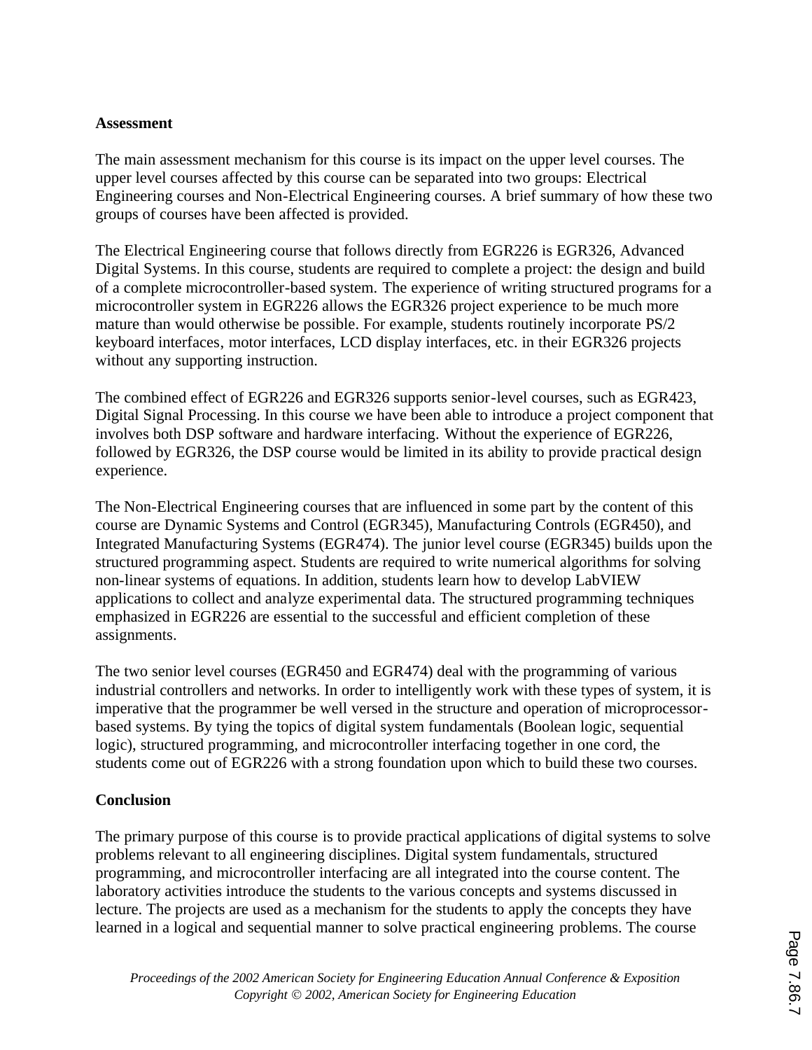**Assessment**

The main assessment mechanism for this course is its impact on the upper level courses. The upper level courses affected by this course can be separated into two groups: Electrical Engineering courses and Non-Electrical Engineering courses. A brief summary of how these two groups of courses have been affected is provided.

The Electrical Engineering course that follows directly from EGR226 is EGR326, Advanced Digital Systems. In this course, students are required to complete a project: the design and build of a complete microcontroller-based system. The experience of writing structured programs for a microcontroller system in EGR226 allows the EGR326 project experience to be much more mature than would otherwise be possible. For example, students routinely incorporate PS/2 keyboard interfaces, motor interfaces, LCD display interfaces, etc. in their EGR326 projects without any supporting instruction.

The combined effect of EGR226 and EGR326 supports senior-level courses, such as EGR423, Digital Signal Processing. In this course we have been able to introduce a project component that involves both DSP software and hardware interfacing. Without the experience of EGR226, followed by EGR326, the DSP course would be limited in its ability to provide practical design experience.

The Non-Electrical Engineering courses that are influenced in some part by the content of this course are Dynamic Systems and Control (EGR345), Manufacturing Controls (EGR450), and Integrated Manufacturing Systems (EGR474). The junior level course (EGR345) builds upon the structured programming aspect. Students are required to write numerical algorithms for solving non-linear systems of equations. In addition, students learn how to develop LabVIEW applications to collect and analyze experimental data. The structured programming techniques emphasized in EGR226 are essential to the successful and efficient completion of these assignments.

The two senior level courses (EGR450 and EGR474) deal with the programming of various industrial controllers and networks. In order to intelligently work with these types of system, it is imperative that the programmer be well versed in the structure and operation of microprocessor-based systems. By tying the topics of digital system fundamentals (Boolean logic, sequential logic), structured programming, and microcontroller interfacing together in one cord, the students come out of EGR226 with a strong foundation upon which to build these two courses.

**Conclusion**

The primary purpose of this course is to provide practical applications of digital systems to solve problems relevant to all engineering disciplines. Digital system fundamentals, structured programming, and microcontroller interfacing are all integrated into the course content. The laboratory activities introduce the students to the various concepts and systems discussed in lecture. The projects are used as a mechanism for the students to apply the concepts they have learned in a logical and sequential manner to solve practical engineering problems. The course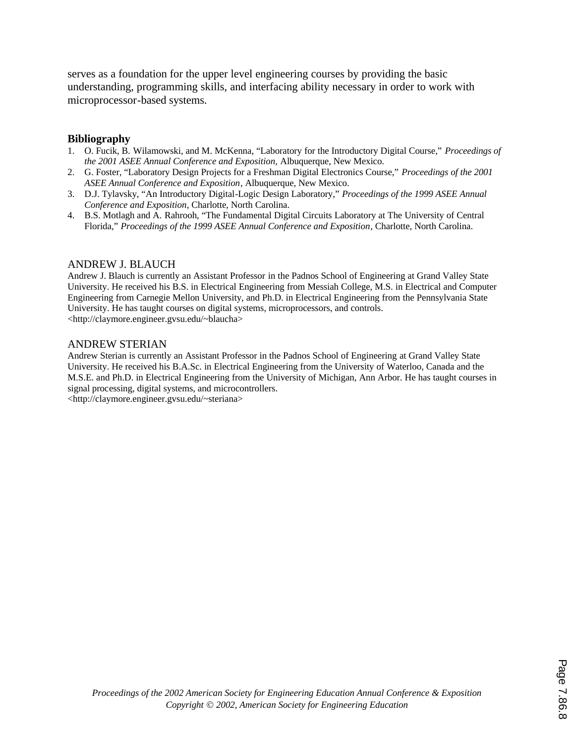serves as a foundation for the upper level engineering courses by providing the basic understanding, programming skills, and interfacing ability necessary in order to work with microprocessor-based systems.

## Bibliography

1. O. Fucik, B. Wilamowski, and M. McKenna, "Laboratory for the Introductory Digital Course," *Proceedings of the 2001 ASEE Annual Conference and Exposition*, Albuquerque, New Mexico.
2. G. Foster, "Laboratory Design Projects for a Freshman Digital Electronics Course," *Proceedings of the 2001 ASEE Annual Conference and Exposition*, Albuquerque, New Mexico.
3. D.J. Tylavsky, "An Introductory Digital-Logic Design Laboratory," *Proceedings of the 1999 ASEE Annual Conference and Exposition*, Charlotte, North Carolina.
4. B.S. Motlagh and A. Rahrooh, "The Fundamental Digital Circuits Laboratory at The University of Central Florida," *Proceedings of the 1999 ASEE Annual Conference and Exposition*, Charlotte, North Carolina.

ANDREW J. BLAUCH

Andrew J. Blauch is currently an Assistant Professor in the Padnos School of Engineering at Grand Valley State University. He received his B.S. in Electrical Engineering from Messiah College, M.S. in Electrical and Computer Engineering from Carnegie Mellon University, and Ph.D. in Electrical Engineering from the Pennsylvania State University. He has taught courses on digital systems, microprocessors, and controls.
<http://claymore.engineer.gvsu.edu/~blaucha>

ANDREW STERIAN

Andrew Sterian is currently an Assistant Professor in the Padnos School of Engineering at Grand Valley State University. He received his B.A.Sc. in Electrical Engineering from the University of Waterloo, Canada and the M.S.E. and Ph.D. in Electrical Engineering from the University of Michigan, Ann Arbor. He has taught courses in signal processing, digital systems, and microcontrollers.
<http://claymore.engineer.gvsu.edu/~steriana>